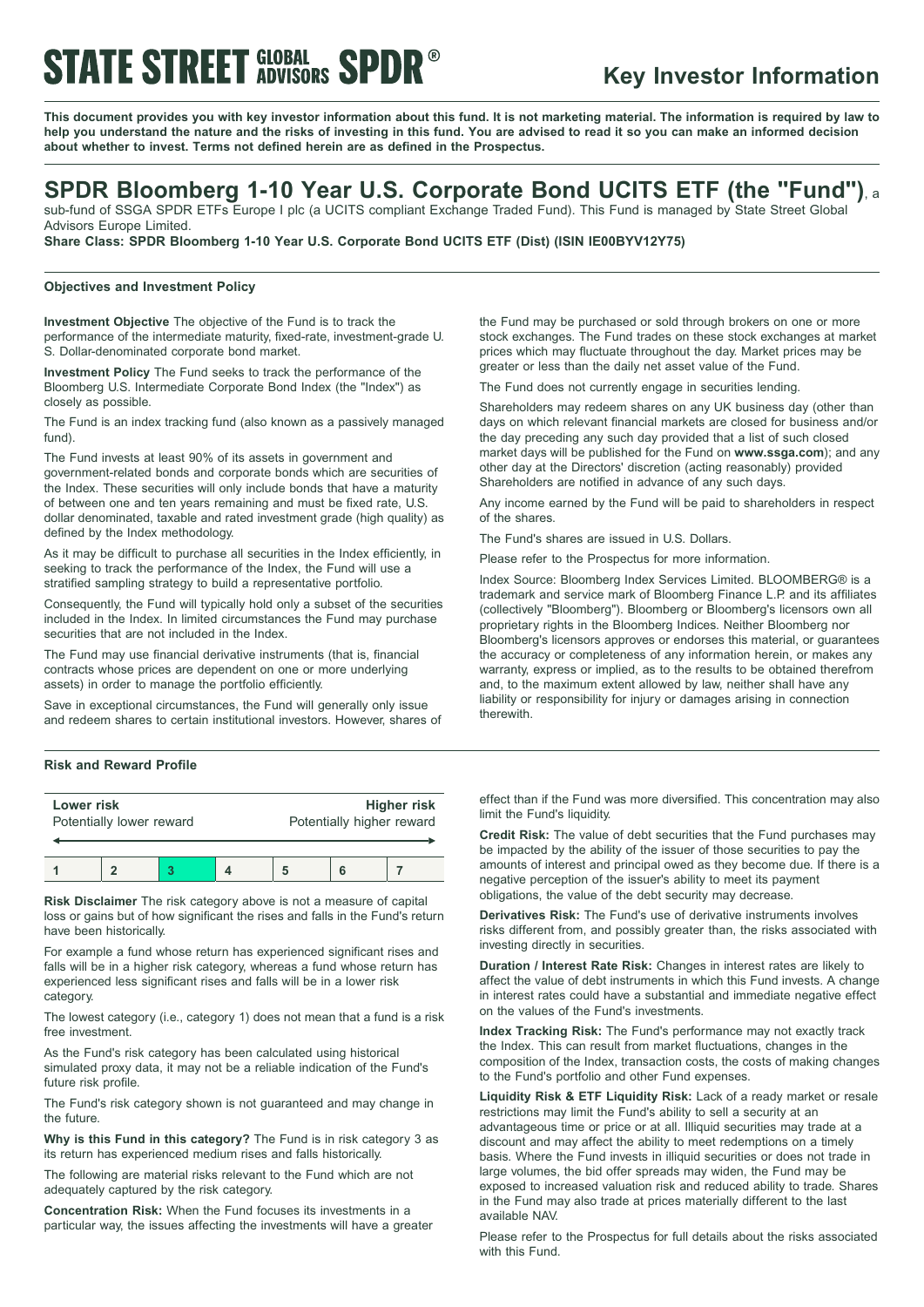# STATE STREET GLOBAL ADVISORS SPDR®

## Key Investor Information

**This document provides you with key investor information about this fund. It is not marketing material. The information is required by law to help you understand the nature and the risks of investing in this fund. You are advised to read it so you can make an informed decision about whether to invest. Terms not defined herein are as defined in the Prospectus.**

# SPDR Bloomberg 1-10 Year U.S. Corporate Bond UCITS ETF (the "Fund"), a sub-fund of SSGA SPDR ETFs Europe I plc (a UCITS compliant Exchange Traded Fund). This Fund is managed by State Street Global Advisors Europe Limited.

**Share Class: SPDR Bloomberg 1-10 Year U.S. Corporate Bond UCITS ETF (Dist) (ISIN IE00BYV12Y75)**

### Objectives and Investment Policy

**Investment Objective** The objective of the Fund is to track the performance of the intermediate maturity, fixed-rate, investment-grade U. S. Dollar-denominated corporate bond market.

**Investment Policy** The Fund seeks to track the performance of the Bloomberg U.S. Intermediate Corporate Bond Index (the "Index") as closely as possible.

The Fund is an index tracking fund (also known as a passively managed fund).

The Fund invests at least 90% of its assets in government and government-related bonds and corporate bonds which are securities of the Index. These securities will only include bonds that have a maturity of between one and ten years remaining and must be fixed rate, U.S. dollar denominated, taxable and rated investment grade (high quality) as defined by the Index methodology.

As it may be difficult to purchase all securities in the Index efficiently, in seeking to track the performance of the Index, the Fund will use a stratified sampling strategy to build a representative portfolio.

Consequently, the Fund will typically hold only a subset of the securities included in the Index. In limited circumstances the Fund may purchase securities that are not included in the Index.

The Fund may use financial derivative instruments (that is, financial contracts whose prices are dependent on one or more underlying assets) in order to manage the portfolio efficiently.

Save in exceptional circumstances, the Fund will generally only issue and redeem shares to certain institutional investors. However, shares of the Fund may be purchased or sold through brokers on one or more stock exchanges. The Fund trades on these stock exchanges at market prices which may fluctuate throughout the day. Market prices may be greater or less than the daily net asset value of the Fund.

The Fund does not currently engage in securities lending.

Shareholders may redeem shares on any UK business day (other than days on which relevant financial markets are closed for business and/or the day preceding any such day provided that a list of such closed market days will be published for the Fund on **www.ssga.com**); and any other day at the Directors' discretion (acting reasonably) provided Shareholders are notified in advance of any such days.

Any income earned by the Fund will be paid to shareholders in respect of the shares.

The Fund's shares are issued in U.S. Dollars.

Please refer to the Prospectus for more information.

Index Source: Bloomberg Index Services Limited. BLOOMBERG® is a trademark and service mark of Bloomberg Finance L.P. and its affiliates (collectively "Bloomberg"). Bloomberg or Bloomberg's licensors own all proprietary rights in the Bloomberg Indices. Neither Bloomberg nor Bloomberg's licensors approves or endorses this material, or guarantees the accuracy or completeness of any information herein, or makes any warranty, express or implied, as to the results to be obtained therefrom and, to the maximum extent allowed by law, neither shall have any liability or responsibility for injury or damages arising in connection therewith.

### Risk and Reward Profile

| **Lower risk** Potentially lower reward | | | | | | **Higher risk** Potentially higher reward |
|---|---|---|---|---|---|---|
| 1 | 2 | **3** | 4 | 5 | 6 | 7 |

**Risk Disclaimer** The risk category above is not a measure of capital loss or gains but of how significant the rises and falls in the Fund's return have been historically.

For example a fund whose return has experienced significant rises and falls will be in a higher risk category, whereas a fund whose return has experienced less significant rises and falls will be in a lower risk category.

The lowest category (i.e., category 1) does not mean that a fund is a risk free investment.

As the Fund's risk category has been calculated using historical simulated proxy data, it may not be a reliable indication of the Fund's future risk profile.

The Fund's risk category shown is not guaranteed and may change in the future.

**Why is this Fund in this category?** The Fund is in risk category 3 as its return has experienced medium rises and falls historically.

The following are material risks relevant to the Fund which are not adequately captured by the risk category.

**Concentration Risk:** When the Fund focuses its investments in a particular way, the issues affecting the investments will have a greater effect than if the Fund was more diversified. This concentration may also limit the Fund's liquidity.

**Credit Risk:** The value of debt securities that the Fund purchases may be impacted by the ability of the issuer of those securities to pay the amounts of interest and principal owed as they become due. If there is a negative perception of the issuer's ability to meet its payment obligations, the value of the debt security may decrease.

**Derivatives Risk:** The Fund's use of derivative instruments involves risks different from, and possibly greater than, the risks associated with investing directly in securities.

**Duration / Interest Rate Risk:** Changes in interest rates are likely to affect the value of debt instruments in which this Fund invests. A change in interest rates could have a substantial and immediate negative effect on the values of the Fund's investments.

**Index Tracking Risk:** The Fund's performance may not exactly track the Index. This can result from market fluctuations, changes in the composition of the Index, transaction costs, the costs of making changes to the Fund's portfolio and other Fund expenses.

**Liquidity Risk & ETF Liquidity Risk:** Lack of a ready market or resale restrictions may limit the Fund's ability to sell a security at an advantageous time or price or at all. Illiquid securities may trade at a discount and may affect the ability to meet redemptions on a timely basis. Where the Fund invests in illiquid securities or does not trade in large volumes, the bid offer spreads may widen, the Fund may be exposed to increased valuation risk and reduced ability to trade. Shares in the Fund may also trade at prices materially different to the last available NAV.

Please refer to the Prospectus for full details about the risks associated with this Fund.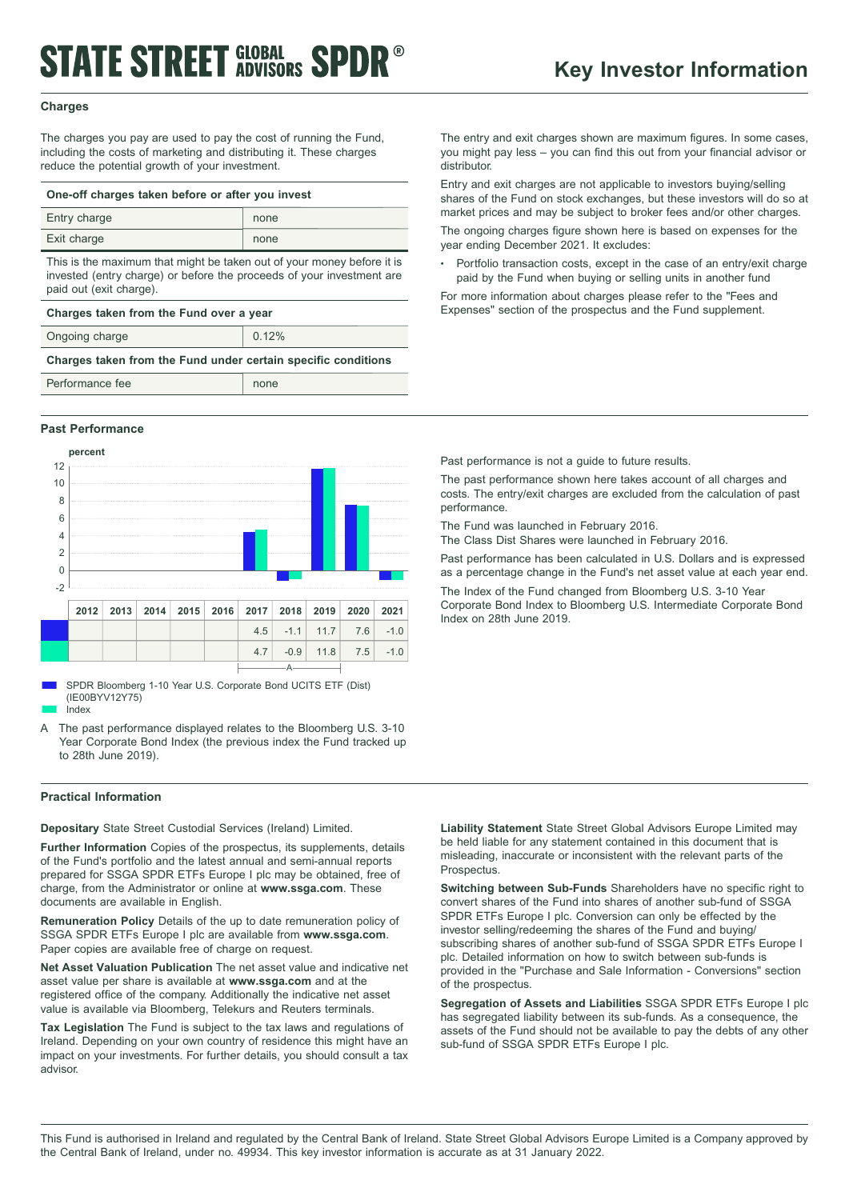## Charges

The charges you pay are used to pay the cost of running the Fund, including the costs of marketing and distributing it. These charges reduce the potential growth of your investment.

| One-off charges taken before or after you invest | |
|---|---|
| Entry charge | none |
| Exit charge | none |

This is the maximum that might be taken out of your money before it is invested (entry charge) or before the proceeds of your investment are paid out (exit charge).

| Charges taken from the Fund over a year | |
|---|---|
| Ongoing charge | 0.12% |

| Charges taken from the Fund under certain specific conditions | |
|---|---|
| Performance fee | none |

The entry and exit charges shown are maximum figures. In some cases, you might pay less – you can find this out from your financial advisor or distributor.

Entry and exit charges are not applicable to investors buying/selling shares of the Fund on stock exchanges, but these investors will do so at market prices and may be subject to broker fees and/or other charges.

The ongoing charges figure shown here is based on expenses for the year ending December 2021. It excludes:

- Portfolio transaction costs, except in the case of an entry/exit charge paid by the Fund when buying or selling units in another fund

For more information about charges please refer to the "Fees and Expenses" section of the prospectus and the Fund supplement.

## Past Performance

percent

12
10
8
6
4
2
0
-2

| | 2012 | 2013 | 2014 | 2015 | 2016 | 2017 | 2018 | 2019 | 2020 | 2021 |
|---|---|---|---|---|---|---|---|---|---|---|
| Fund | | | | | | 4.5 | -1.1 | 11.7 | 7.6 | -1.0 |
| Index | | | | | | 4.7 | -0.9 | 11.8 | 7.5 | -1.0 |

A

SPDR Bloomberg 1-10 Year U.S. Corporate Bond UCITS ETF (Dist) (IE00BYV12Y75)

Index

A The past performance displayed relates to the Bloomberg U.S. 3-10 Year Corporate Bond Index (the previous index the Fund tracked up to 28th June 2019).

Past performance is not a guide to future results.

The past performance shown here takes account of all charges and costs. The entry/exit charges are excluded from the calculation of past performance.

The Fund was launched in February 2016.
The Class Dist Shares were launched in February 2016.

Past performance has been calculated in U.S. Dollars and is expressed as a percentage change in the Fund's net asset value at each year end.

The Index of the Fund changed from Bloomberg U.S. 3-10 Year Corporate Bond Index to Bloomberg U.S. Intermediate Corporate Bond Index on 28th June 2019.

## Practical Information

**Depositary** State Street Custodial Services (Ireland) Limited.

**Further Information** Copies of the prospectus, its supplements, details of the Fund's portfolio and the latest annual and semi-annual reports prepared for SSGA SPDR ETFs Europe I plc may be obtained, free of charge, from the Administrator or online at **www.ssga.com**. These documents are available in English.

**Remuneration Policy** Details of the up to date remuneration policy of SSGA SPDR ETFs Europe I plc are available from **www.ssga.com**. Paper copies are available free of charge on request.

**Net Asset Valuation Publication** The net asset value and indicative net asset value per share is available at **www.ssga.com** and at the registered office of the company. Additionally the indicative net asset value is available via Bloomberg, Telekurs and Reuters terminals.

**Tax Legislation** The Fund is subject to the tax laws and regulations of Ireland. Depending on your own country of residence this might have an impact on your investments. For further details, you should consult a tax advisor.

**Liability Statement** State Street Global Advisors Europe Limited may be held liable for any statement contained in this document that is misleading, inaccurate or inconsistent with the relevant parts of the Prospectus.

**Switching between Sub-Funds** Shareholders have no specific right to convert shares of the Fund into shares of another sub-fund of SSGA SPDR ETFs Europe I plc. Conversion can only be effected by the investor selling/redeeming the shares of the Fund and buying/subscribing shares of another sub-fund of SSGA SPDR ETFs Europe I plc. Detailed information on how to switch between sub-funds is provided in the "Purchase and Sale Information - Conversions" section of the prospectus.

**Segregation of Assets and Liabilities** SSGA SPDR ETFs Europe I plc has segregated liability between its sub-funds. As a consequence, the assets of the Fund should not be available to pay the debts of any other sub-fund of SSGA SPDR ETFs Europe I plc.

This Fund is authorised in Ireland and regulated by the Central Bank of Ireland. State Street Global Advisors Europe Limited is a Company approved by the Central Bank of Ireland, under no. 49934. This key investor information is accurate as at 31 January 2022.